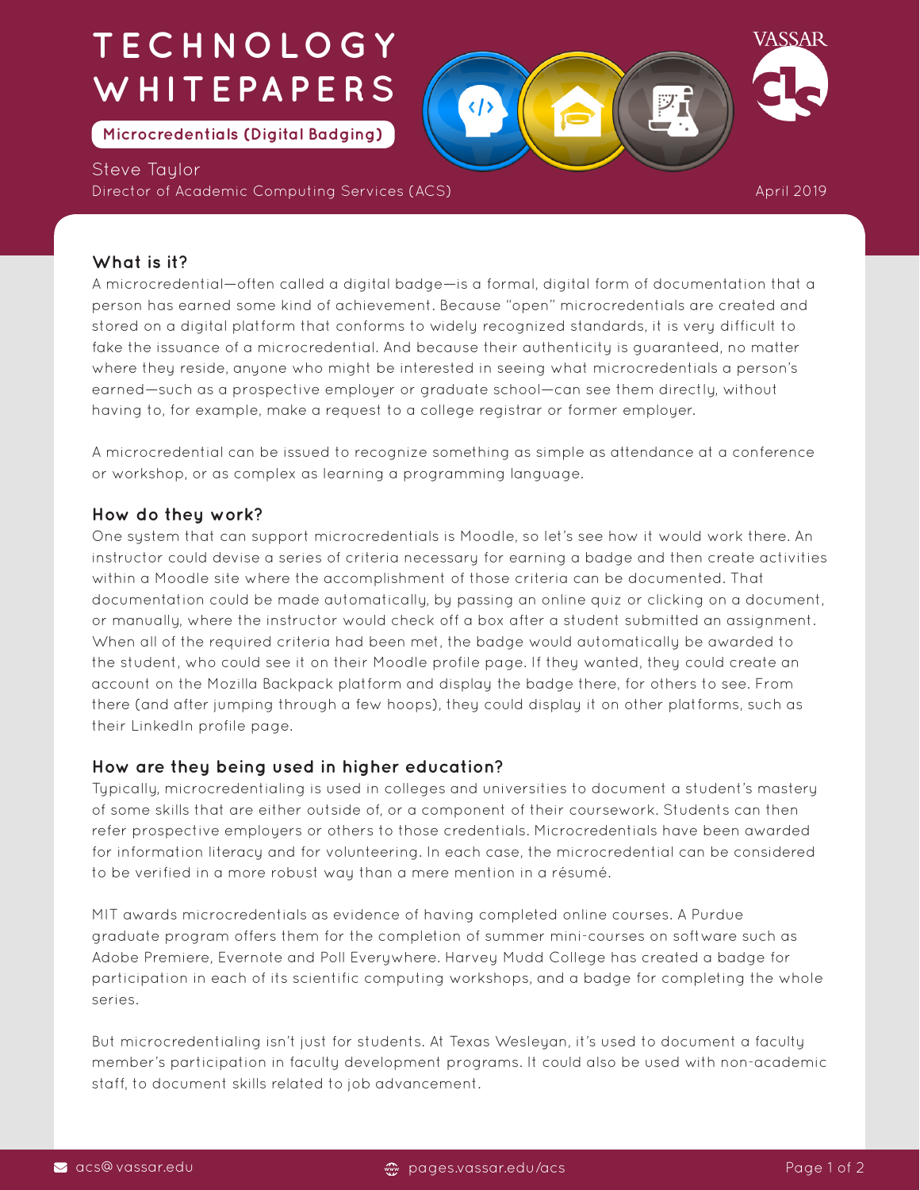# TECHNOLOGY WHITEPAPERS

**Microcredentials (Digital Badging)**

Steve Taylor
Director of Academic Computing Services (ACS)

April 2019

## What is it?

A microcredential—often called a digital badge—is a formal, digital form of documentation that a person has earned some kind of achievement. Because "open" microcredentials are created and stored on a digital platform that conforms to widely recognized standards, it is very difficult to fake the issuance of a microcredential. And because their authenticity is guaranteed, no matter where they reside, anyone who might be interested in seeing what microcredentials a person's earned—such as a prospective employer or graduate school—can see them directly, without having to, for example, make a request to a college registrar or former employer.

A microcredential can be issued to recognize something as simple as attendance at a conference or workshop, or as complex as learning a programming language.

## How do they work?

One system that can support microcredentials is Moodle, so let's see how it would work there. An instructor could devise a series of criteria necessary for earning a badge and then create activities within a Moodle site where the accomplishment of those criteria can be documented. That documentation could be made automatically, by passing an online quiz or clicking on a document, or manually, where the instructor would check off a box after a student submitted an assignment. When all of the required criteria had been met, the badge would automatically be awarded to the student, who could see it on their Moodle profile page. If they wanted, they could create an account on the Mozilla Backpack platform and display the badge there, for others to see. From there (and after jumping through a few hoops), they could display it on other platforms, such as their LinkedIn profile page.

## How are they being used in higher education?

Typically, microcredentialing is used in colleges and universities to document a student's mastery of some skills that are either outside of, or a component of their coursework. Students can then refer prospective employers or others to those credentials. Microcredentials have been awarded for information literacy and for volunteering. In each case, the microcredential can be considered to be verified in a more robust way than a mere mention in a résumé.

MIT awards microcredentials as evidence of having completed online courses. A Purdue graduate program offers them for the completion of summer mini-courses on software such as Adobe Premiere, Evernote and Poll Everywhere. Harvey Mudd College has created a badge for participation in each of its scientific computing workshops, and a badge for completing the whole series.

But microcredentialing isn't just for students. At Texas Wesleyan, it's used to document a faculty member's participation in faculty development programs. It could also be used with non-academic staff, to document skills related to job advancement.

acs@vassar.edu | pages.vassar.edu/acs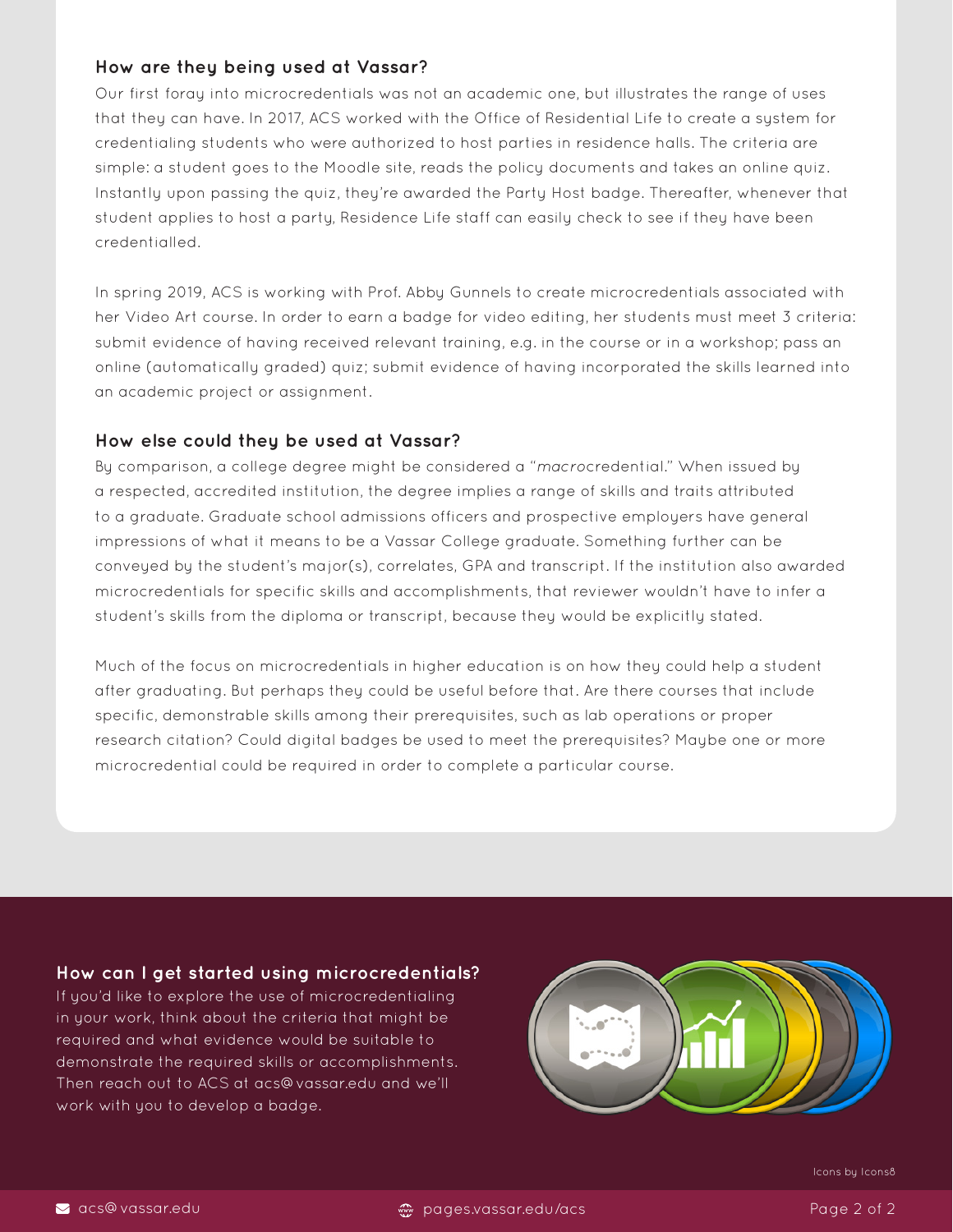### How are they being used at Vassar?

Our first foray into microcredentials was not an academic one, but illustrates the range of uses that they can have. In 2017, ACS worked with the Office of Residential Life to create a system for credentialing students who were authorized to host parties in residence halls. The criteria are simple: a student goes to the Moodle site, reads the policy documents and takes an online quiz. Instantly upon passing the quiz, they're awarded the Party Host badge. Thereafter, whenever that student applies to host a party, Residence Life staff can easily check to see if they have been credentialled.

In spring 2019, ACS is working with Prof. Abby Gunnels to create microcredentials associated with her Video Art course. In order to earn a badge for video editing, her students must meet 3 criteria: submit evidence of having received relevant training, e.g. in the course or in a workshop; pass an online (automatically graded) quiz; submit evidence of having incorporated the skills learned into an academic project or assignment.

### How else could they be used at Vassar?

By comparison, a college degree might be considered a "*macro*credential." When issued by a respected, accredited institution, the degree implies a range of skills and traits attributed to a graduate. Graduate school admissions officers and prospective employers have general impressions of what it means to be a Vassar College graduate. Something further can be conveyed by the student's major(s), correlates, GPA and transcript. If the institution also awarded microcredentials for specific skills and accomplishments, that reviewer wouldn't have to infer a student's skills from the diploma or transcript, because they would be explicitly stated.

Much of the focus on microcredentials in higher education is on how they could help a student after graduating. But perhaps they could be useful before that. Are there courses that include specific, demonstrable skills among their prerequisites, such as lab operations or proper research citation? Could digital badges be used to meet the prerequisites? Maybe one or more microcredential could be required in order to complete a particular course.

### How can I get started using microcredentials?

If you'd like to explore the use of microcredentialing in your work, think about the criteria that might be required and what evidence would be suitable to demonstrate the required skills or accomplishments. Then reach out to ACS at acs@vassar.edu and we'll work with you to develop a badge.

Icons by Icons8

acs@vassar.edu

pages.vassar.edu/acs